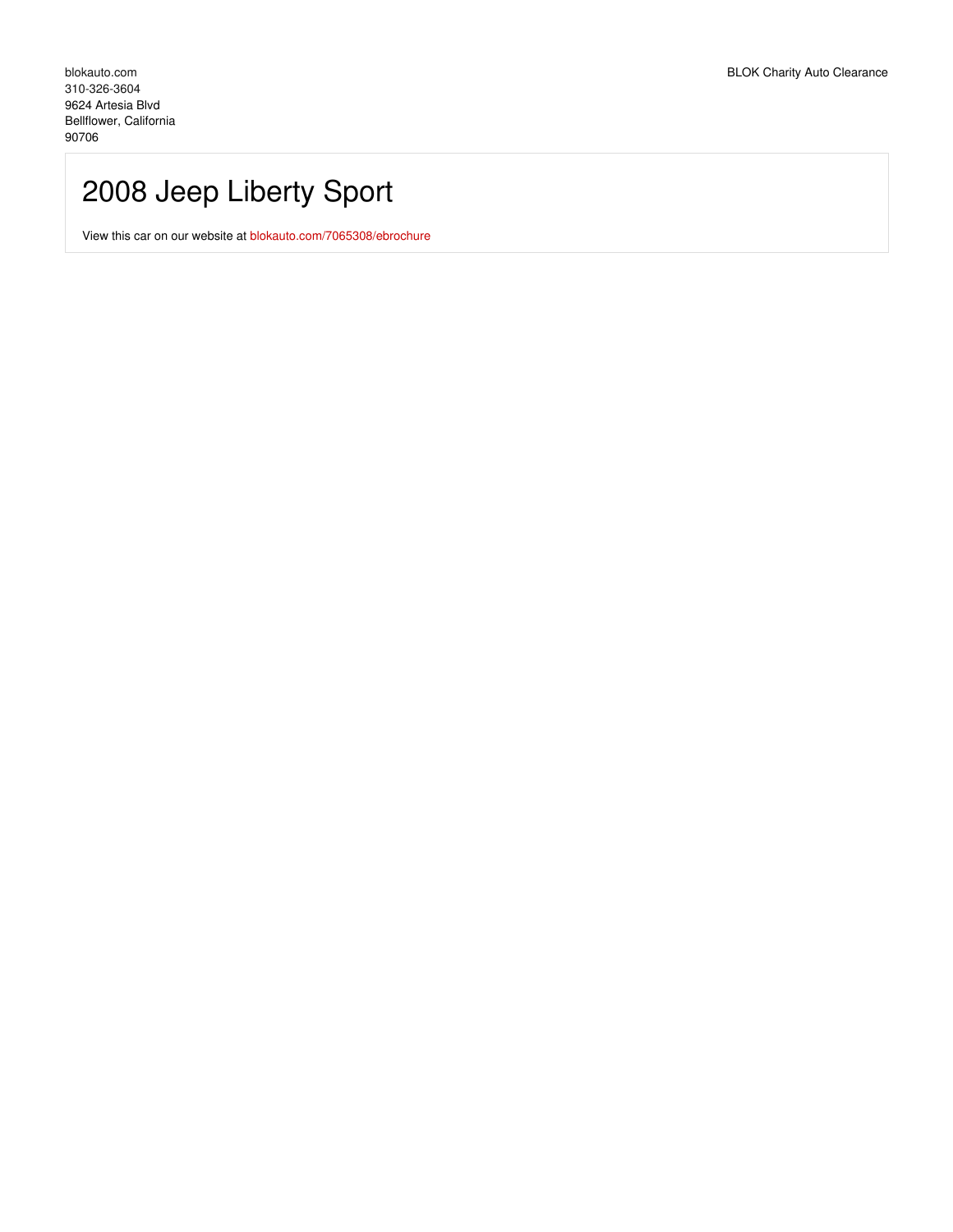blokauto.com
310-326-3604
9624 Artesia Blvd
Bellflower, California
90706

BLOK Charity Auto Clearance

# 2008 Jeep Liberty Sport

View this car on our website at blokauto.com/7065308/ebrochure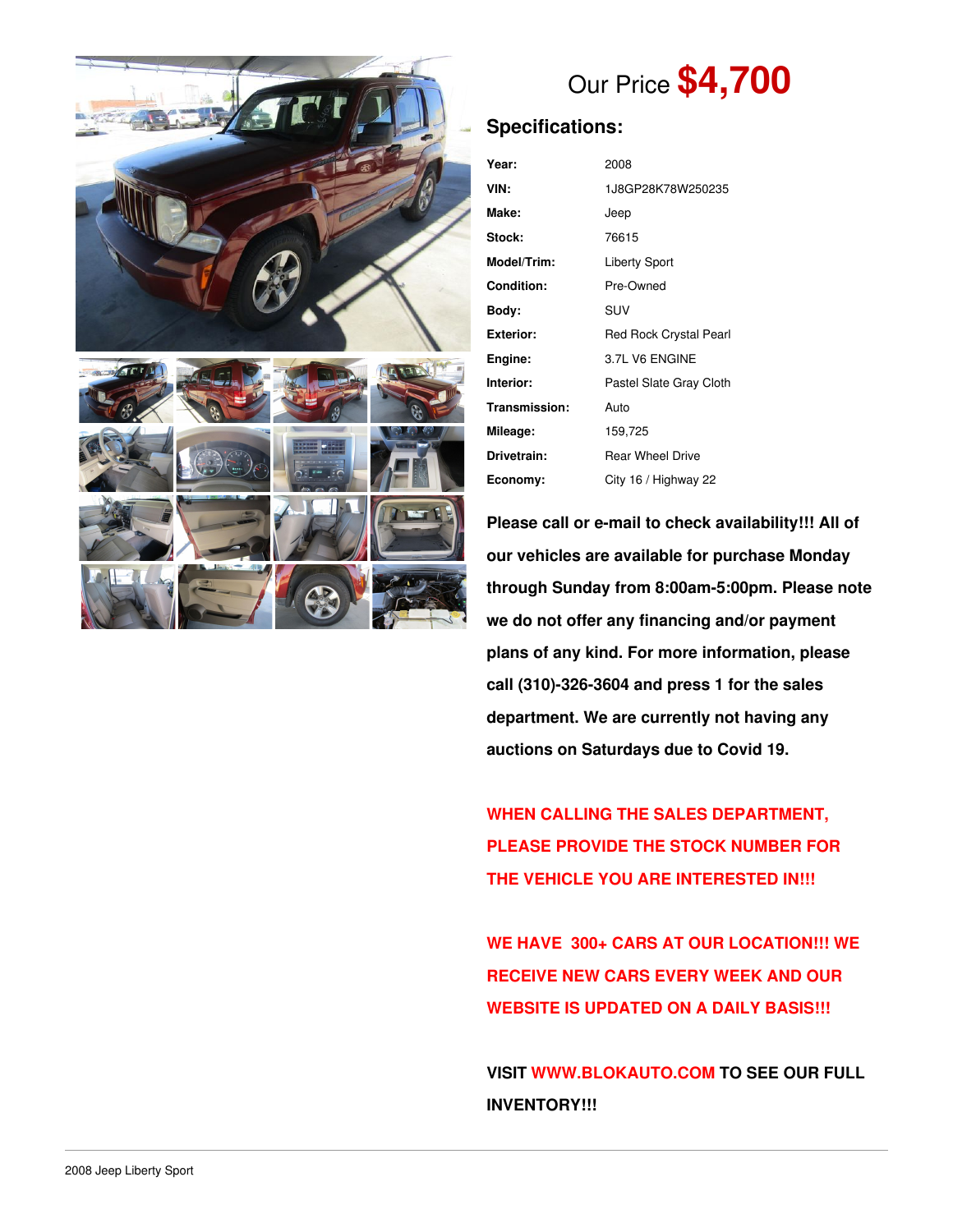Our Price **$4,700**

## Specifications:

| | |
|---|---|
| **Year:** | 2008 |
| **VIN:** | 1J8GP28K78W250235 |
| **Make:** | Jeep |
| **Stock:** | 76615 |
| **Model/Trim:** | Liberty Sport |
| **Condition:** | Pre-Owned |
| **Body:** | SUV |
| **Exterior:** | Red Rock Crystal Pearl |
| **Engine:** | 3.7L V6 ENGINE |
| **Interior:** | Pastel Slate Gray Cloth |
| **Transmission:** | Auto |
| **Mileage:** | 159,725 |
| **Drivetrain:** | Rear Wheel Drive |
| **Economy:** | City 16 / Highway 22 |

**Please call or e-mail to check availability!!! All of our vehicles are available for purchase Monday through Sunday from 8:00am-5:00pm. Please note we do not offer any financing and/or payment plans of any kind. For more information, please call (310)-326-3604 and press 1 for the sales department. We are currently not having any auctions on Saturdays due to Covid 19.**

**WHEN CALLING THE SALES DEPARTMENT, PLEASE PROVIDE THE STOCK NUMBER FOR THE VEHICLE YOU ARE INTERESTED IN!!!**

**WE HAVE 300+ CARS AT OUR LOCATION!!! WE RECEIVE NEW CARS EVERY WEEK AND OUR WEBSITE IS UPDATED ON A DAILY BASIS!!!**

**VISIT WWW.BLOKAUTO.COM TO SEE OUR FULL INVENTORY!!!**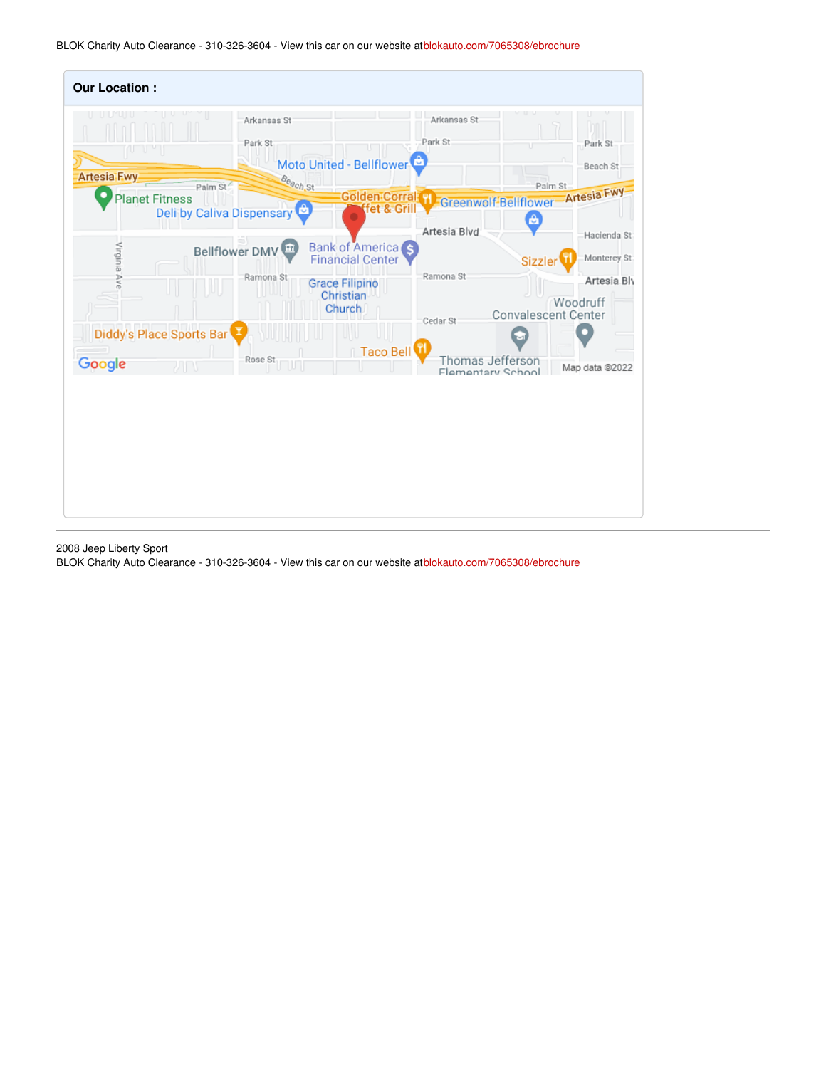## Our Location :

2008 Jeep Liberty Sport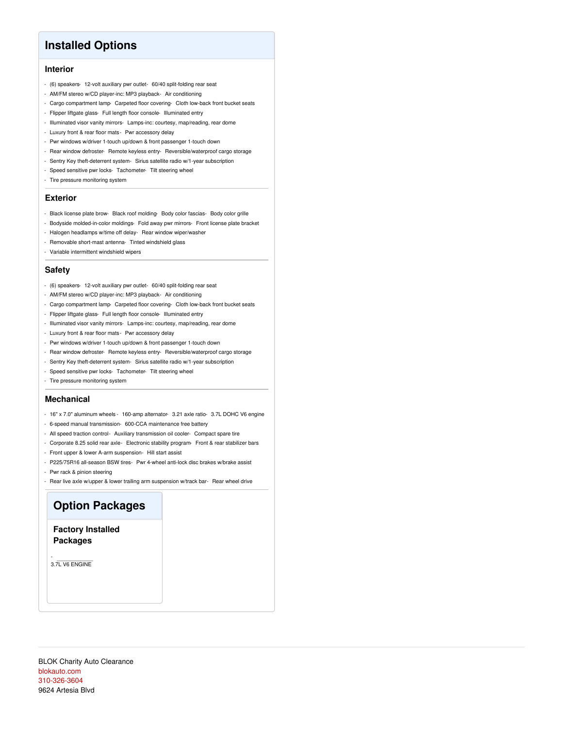# Installed Options

## Interior

- (6) speakers- 12-volt auxiliary pwr outlet- 60/40 split-folding rear seat
- AM/FM stereo w/CD player-inc: MP3 playback- Air conditioning
- Cargo compartment lamp- Carpeted floor covering- Cloth low-back front bucket seats
- Flipper liftgate glass- Full length floor console- Illuminated entry
- Illuminated visor vanity mirrors- Lamps-inc: courtesy, map/reading, rear dome
- Luxury front & rear floor mats- Pwr accessory delay
- Pwr windows w/driver 1-touch up/down & front passenger 1-touch down
- Rear window defroster- Remote keyless entry- Reversible/waterproof cargo storage
- Sentry Key theft-deterrent system- Sirius satellite radio w/1-year subscription
- Speed sensitive pwr locks- Tachometer- Tilt steering wheel
- Tire pressure monitoring system

## Exterior

- Black license plate brow- Black roof molding- Body color fascias- Body color grille
- Bodyside molded-in-color moldings- Fold away pwr mirrors- Front license plate bracket
- Halogen headlamps w/time off delay- Rear window wiper/washer
- Removable short-mast antenna- Tinted windshield glass
- Variable intermittent windshield wipers

## Safety

- (6) speakers- 12-volt auxiliary pwr outlet- 60/40 split-folding rear seat
- AM/FM stereo w/CD player-inc: MP3 playback- Air conditioning
- Cargo compartment lamp- Carpeted floor covering- Cloth low-back front bucket seats
- Flipper liftgate glass- Full length floor console- Illuminated entry
- Illuminated visor vanity mirrors- Lamps-inc: courtesy, map/reading, rear dome
- Luxury front & rear floor mats- Pwr accessory delay
- Pwr windows w/driver 1-touch up/down & front passenger 1-touch down
- Rear window defroster- Remote keyless entry- Reversible/waterproof cargo storage
- Sentry Key theft-deterrent system- Sirius satellite radio w/1-year subscription
- Speed sensitive pwr locks- Tachometer- Tilt steering wheel
- Tire pressure monitoring system

## Mechanical

- 16" x 7.0" aluminum wheels - 160-amp alternator- 3.21 axle ratio- 3.7L DOHC V6 engine
- 6-speed manual transmission- 600-CCA maintenance free battery
- All speed traction control- Auxiliary transmission oil cooler- Compact spare tire
- Corporate 8.25 solid rear axle- Electronic stability program- Front & rear stabilizer bars
- Front upper & lower A-arm suspension- Hill start assist
- P225/75R16 all-season BSW tires- Pwr 4-wheel anti-lock disc brakes w/brake assist
- Pwr rack & pinion steering
- Rear live axle w/upper & lower trailing arm suspension w/track bar- Rear wheel drive

# Option Packages

## Factory Installed Packages

- 3.7L V6 ENGINE

BLOK Charity Auto Clearance
blokauto.com
310-326-3604
9624 Artesia Blvd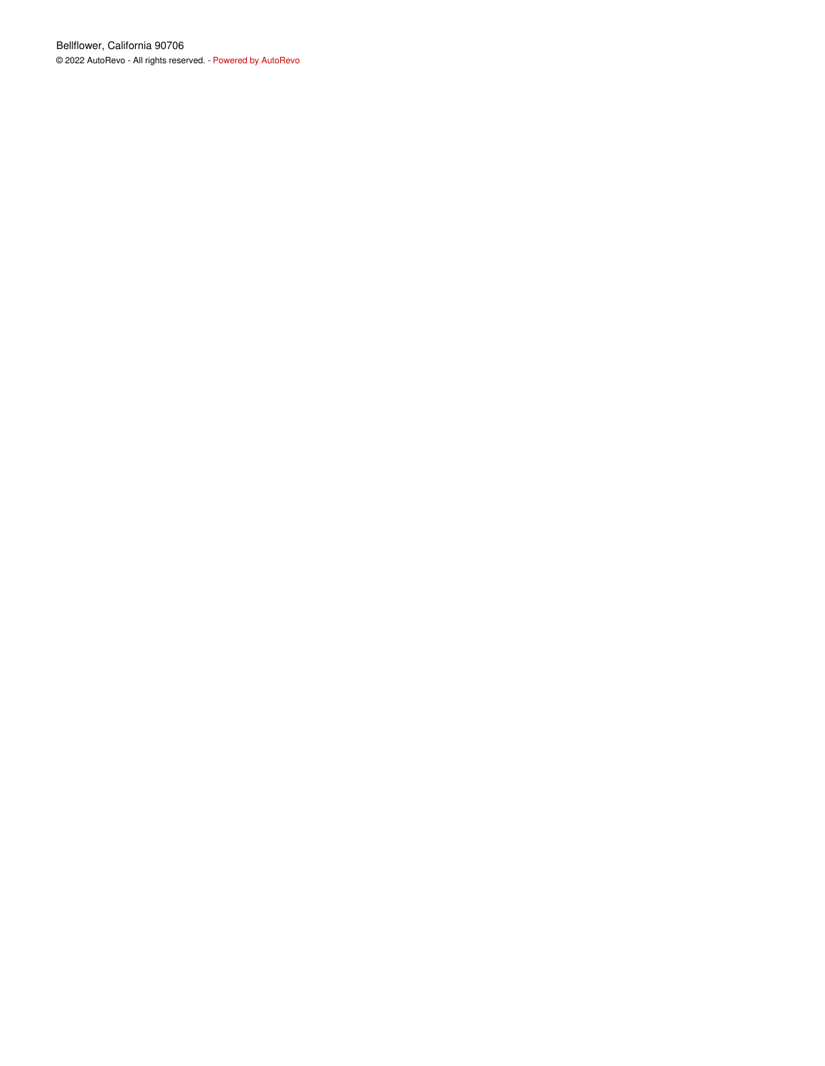Bellflower, California 90706

© 2022 AutoRevo - All rights reserved. - Powered by AutoRevo